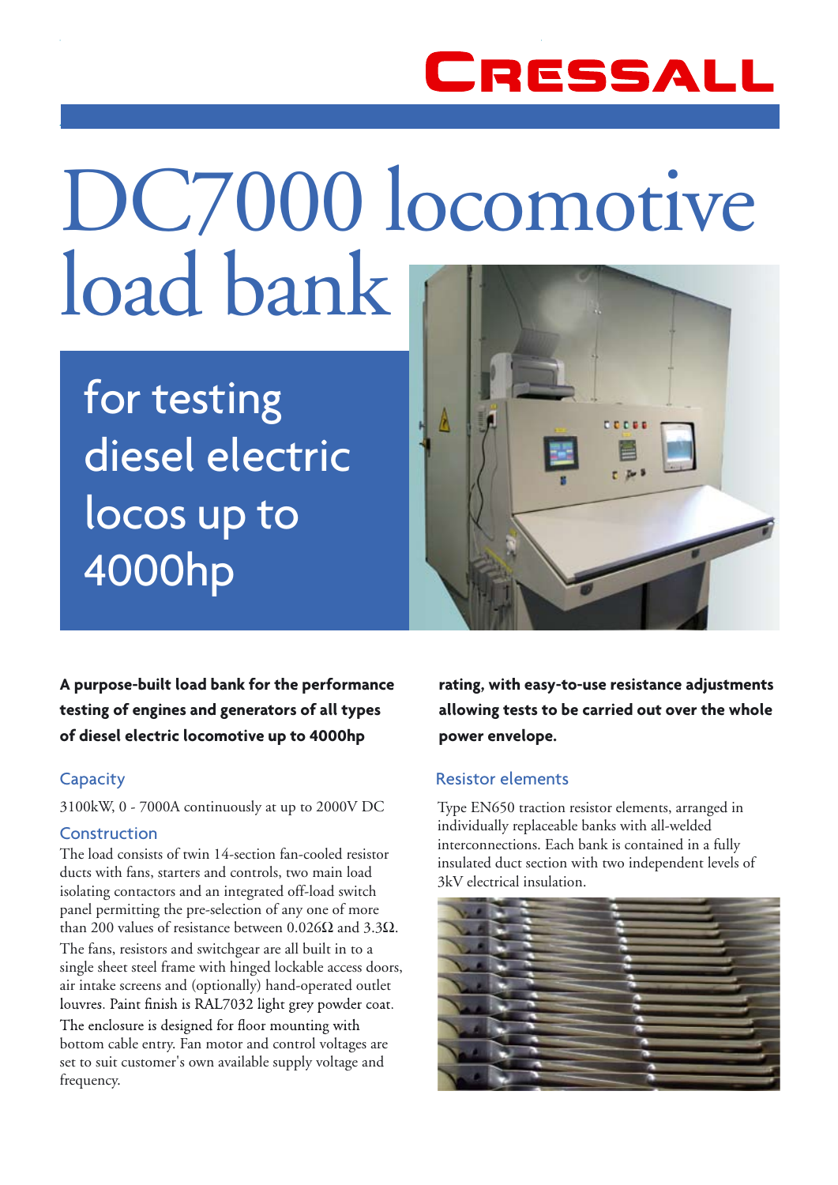CRESSALL

# DC7000 locomotive load bank

## for testing diesel electric locos up to 4000hp

**A purpose-built load bank for the performance testing of engines and generators of all types of diesel electric locomotive up to 4000hp rating, with easy-to-use resistance adjustments allowing tests to be carried out over the whole power envelope.**

### Capacity

3100kW, 0 - 7000A continuously at up to 2000V DC

### Construction

The load consists of twin 14-section fan-cooled resistor ducts with fans, starters and controls, two main load isolating contactors and an integrated off-load switch panel permitting the pre-selection of any one of more than 200 values of resistance between 0.026Ω and 3.3Ω.

The fans, resistors and switchgear are all built in to a single sheet steel frame with hinged lockable access doors, air intake screens and (optionally) hand-operated outlet louvres. Paint finish is RAL7032 light grey powder coat.

The enclosure is designed for floor mounting with bottom cable entry. Fan motor and control voltages are set to suit customer's own available supply voltage and frequency.

### Resistor elements

Type EN650 traction resistor elements, arranged in individually replaceable banks with all-welded interconnections. Each bank is contained in a fully insulated duct section with two independent levels of 3kV electrical insulation.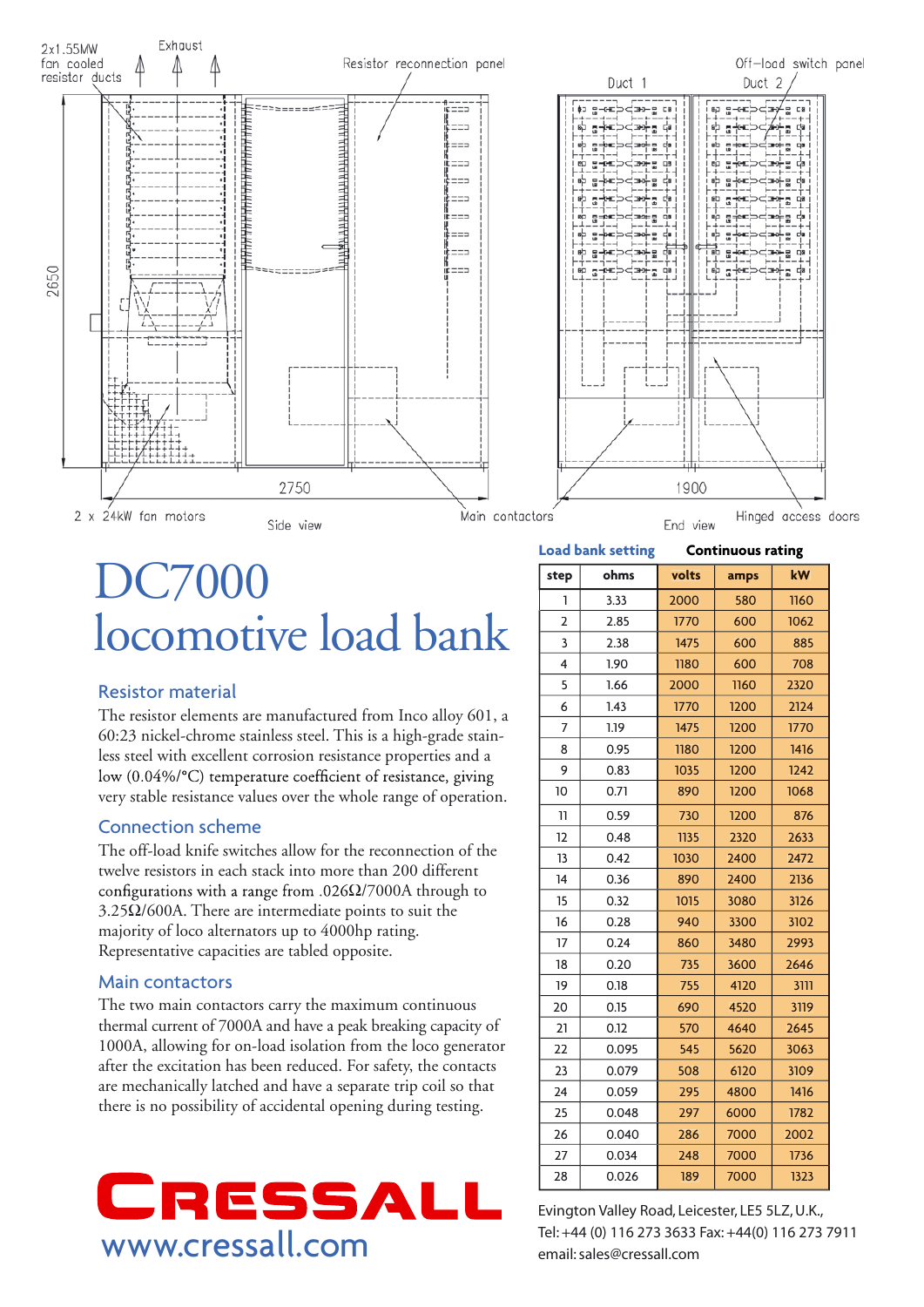2x1.55MW fan cooled resistor ducts

Exhaust

Resistor reconnection panel

Duct 1

Duct 2

Off-load switch panel

2650

2750

1900

2 x 24kW fan motors

Side view

Main contactors

End view

Hinged access doors

# DC7000 locomotive load bank

## Resistor material

The resistor elements are manufactured from Inco alloy 601, a 60:23 nickel-chrome stainless steel. This is a high-grade stainless steel with excellent corrosion resistance properties and a low (0.04%/°C) temperature coefficient of resistance, giving very stable resistance values over the whole range of operation.

## Connection scheme

The off-load knife switches allow for the reconnection of the twelve resistors in each stack into more than 200 different configurations with a range from .026Ω/7000A through to 3.25Ω/600A. There are intermediate points to suit the majority of loco alternators up to 4000hp rating. Representative capacities are tabled opposite.

## Main contactors

The two main contactors carry the maximum continuous thermal current of 7000A and have a peak breaking capacity of 1000A, allowing for on-load isolation from the loco generator after the excitation has been reduced. For safety, the contacts are mechanically latched and have a separate trip coil so that there is no possibility of accidental opening during testing.

| Load bank setting | | Continuous rating | | |
|---|---|---|---|---|
| step | ohms | volts | amps | kW |
| 1 | 3.33 | 2000 | 580 | 1160 |
| 2 | 2.85 | 1770 | 600 | 1062 |
| 3 | 2.38 | 1475 | 600 | 885 |
| 4 | 1.90 | 1180 | 600 | 708 |
| 5 | 1.66 | 2000 | 1160 | 2320 |
| 6 | 1.43 | 1770 | 1200 | 2124 |
| 7 | 1.19 | 1475 | 1200 | 1770 |
| 8 | 0.95 | 1180 | 1200 | 1416 |
| 9 | 0.83 | 1035 | 1200 | 1242 |
| 10 | 0.71 | 890 | 1200 | 1068 |
| 11 | 0.59 | 730 | 1200 | 876 |
| 12 | 0.48 | 1135 | 2320 | 2633 |
| 13 | 0.42 | 1030 | 2400 | 2472 |
| 14 | 0.36 | 890 | 2400 | 2136 |
| 15 | 0.32 | 1015 | 3080 | 3126 |
| 16 | 0.28 | 940 | 3300 | 3102 |
| 17 | 0.24 | 860 | 3480 | 2993 |
| 18 | 0.20 | 735 | 3600 | 2646 |
| 19 | 0.18 | 755 | 4120 | 3111 |
| 20 | 0.15 | 690 | 4520 | 3119 |
| 21 | 0.12 | 570 | 4640 | 2645 |
| 22 | 0.095 | 545 | 5620 | 3063 |
| 23 | 0.079 | 508 | 6120 | 3109 |
| 24 | 0.059 | 295 | 4800 | 1416 |
| 25 | 0.048 | 297 | 6000 | 1782 |
| 26 | 0.040 | 286 | 7000 | 2002 |
| 27 | 0.034 | 248 | 7000 | 1736 |
| 28 | 0.026 | 189 | 7000 | 1323 |

CRESSALL
www.cressall.com

Evington Valley Road, Leicester, LE5 5LZ, U.K.,
Tel: +44 (0) 116 273 3633 Fax: +44(0) 116 273 7911
email: sales@cressall.com